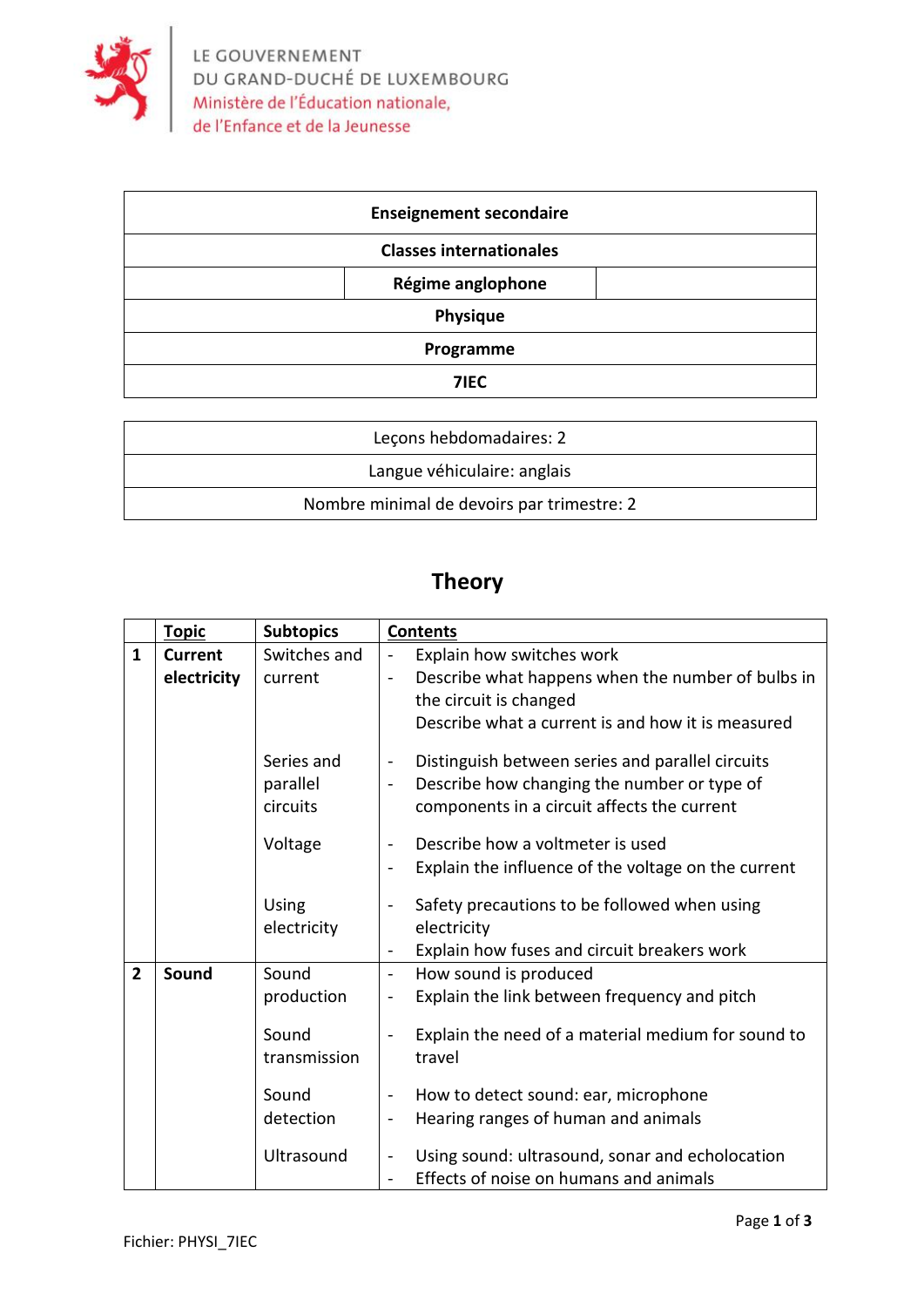LE GOUVERNEMENT
DU GRAND-DUCHÉ DE LUXEMBOURG
Ministère de l'Éducation nationale,
de l'Enfance et de la Jeunesse

| **Enseignement secondaire** |
|---|
| **Classes internationales** |
| **Régime anglophone** |
| **Physique** |
| **Programme** |
| **7IEC** |

| Leçons hebdomadaires: 2 |
|---|
| Langue véhiculaire: anglais |
| Nombre minimal de devoirs par trimestre: 2 |

## Theory

| | Topic | Subtopics | Contents |
|---|---|---|---|
| **1** | **Current electricity** | Switches and current | - Explain how switches work<br>- Describe what happens when the number of bulbs in the circuit is changed<br>Describe what a current is and how it is measured |
| | | Series and parallel circuits | - Distinguish between series and parallel circuits<br>- Describe how changing the number or type of components in a circuit affects the current |
| | | Voltage | - Describe how a voltmeter is used<br>- Explain the influence of the voltage on the current |
| | | Using electricity | - Safety precautions to be followed when using electricity<br>- Explain how fuses and circuit breakers work |
| **2** | **Sound** | Sound production | - How sound is produced<br>- Explain the link between frequency and pitch |
| | | Sound transmission | - Explain the need of a material medium for sound to travel |
| | | Sound detection | - How to detect sound: ear, microphone<br>- Hearing ranges of human and animals |
| | | Ultrasound | - Using sound: ultrasound, sonar and echolocation<br>- Effects of noise on humans and animals |

Fichier: PHYSI_7IEC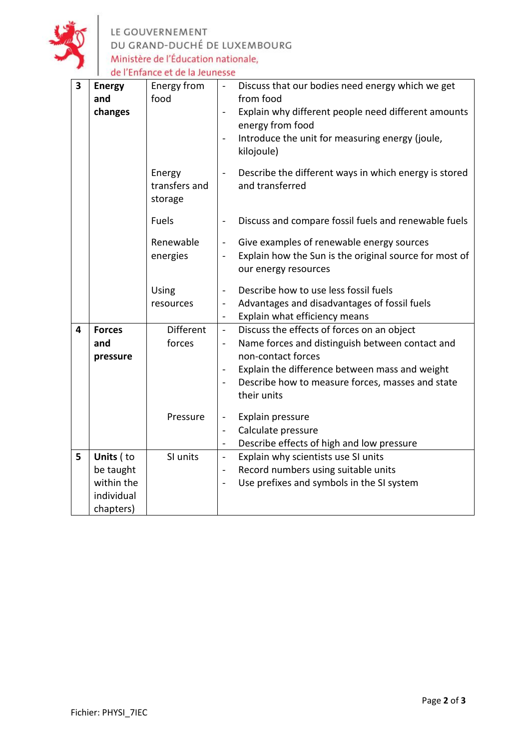| 3 | **Energy and changes** | Energy from food | - Discuss that our bodies need energy which we get from food<br>- Explain why different people need different amounts energy from food<br>- Introduce the unit for measuring energy (joule, kilojoule) |
|---|---|---|---|
| | | Energy transfers and storage | - Describe the different ways in which energy is stored and transferred |
| | | Fuels | - Discuss and compare fossil fuels and renewable fuels |
| | | Renewable energies | - Give examples of renewable energy sources<br>- Explain how the Sun is the original source for most of our energy resources |
| | | Using resources | - Describe how to use less fossil fuels<br>- Advantages and disadvantages of fossil fuels<br>- Explain what efficiency means |
| 4 | **Forces and pressure** | Different forces | - Discuss the effects of forces on an object<br>- Name forces and distinguish between contact and non-contact forces<br>- Explain the difference between mass and weight<br>- Describe how to measure forces, masses and state their units |
| | | Pressure | - Explain pressure<br>- Calculate pressure<br>- Describe effects of high and low pressure |
| 5 | **Units** ( to be taught within the individual chapters) | SI units | - Explain why scientists use SI units<br>- Record numbers using suitable units<br>- Use prefixes and symbols in the SI system |

Fichier: PHYSI_7IEC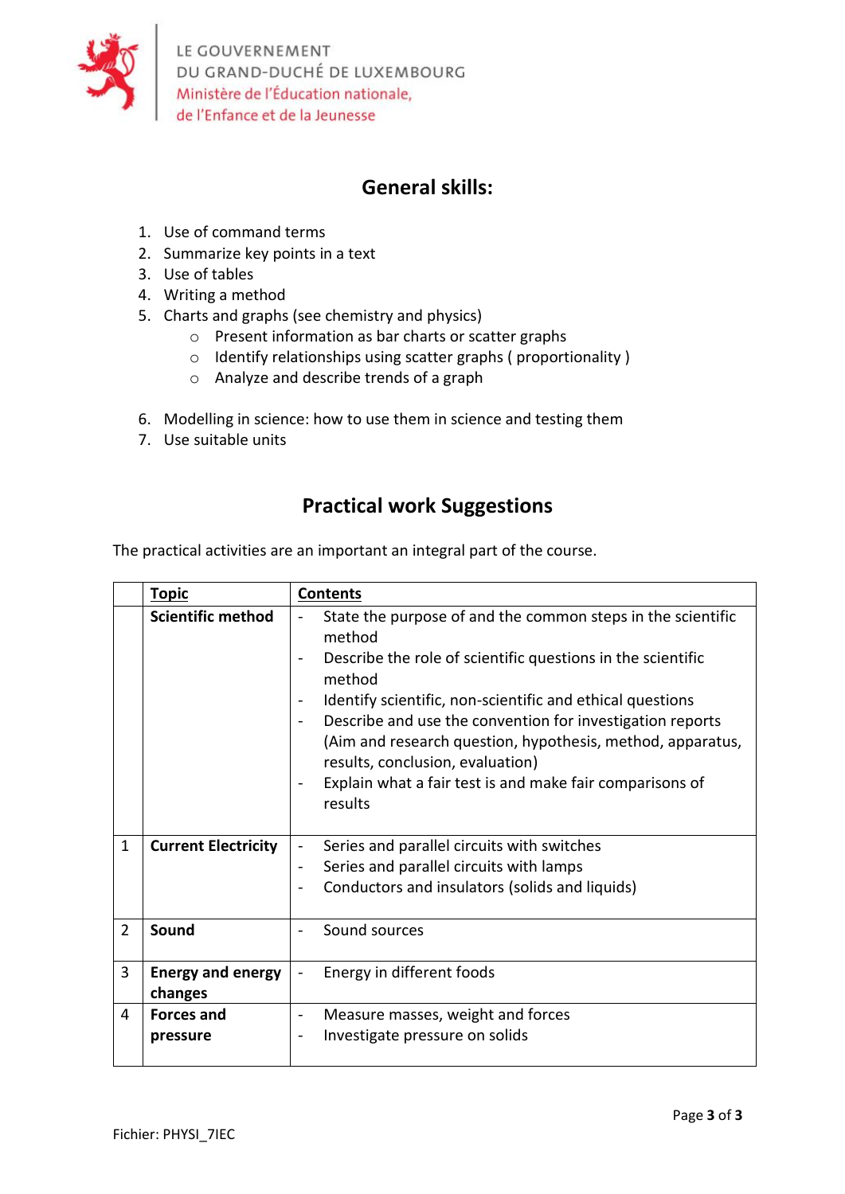## General skills:

1. Use of command terms
2. Summarize key points in a text
3. Use of tables
4. Writing a method
5. Charts and graphs (see chemistry and physics)
   - Present information as bar charts or scatter graphs
   - Identify relationships using scatter graphs ( proportionality )
   - Analyze and describe trends of a graph
6. Modelling in science: how to use them in science and testing them
7. Use suitable units

## Practical work Suggestions

The practical activities are an important an integral part of the course.

| | Topic | Contents |
|---|---|---|
| | **Scientific method** | - State the purpose of and the common steps in the scientific method<br>- Describe the role of scientific questions in the scientific method<br>- Identify scientific, non-scientific and ethical questions<br>- Describe and use the convention for investigation reports (Aim and research question, hypothesis, method, apparatus, results, conclusion, evaluation)<br>- Explain what a fair test is and make fair comparisons of results |
| 1 | **Current Electricity** | - Series and parallel circuits with switches<br>- Series and parallel circuits with lamps<br>- Conductors and insulators (solids and liquids) |
| 2 | **Sound** | - Sound sources |
| 3 | **Energy and energy changes** | - Energy in different foods |
| 4 | **Forces and pressure** | - Measure masses, weight and forces<br>- Investigate pressure on solids |

Fichier: PHYSI_7IEC